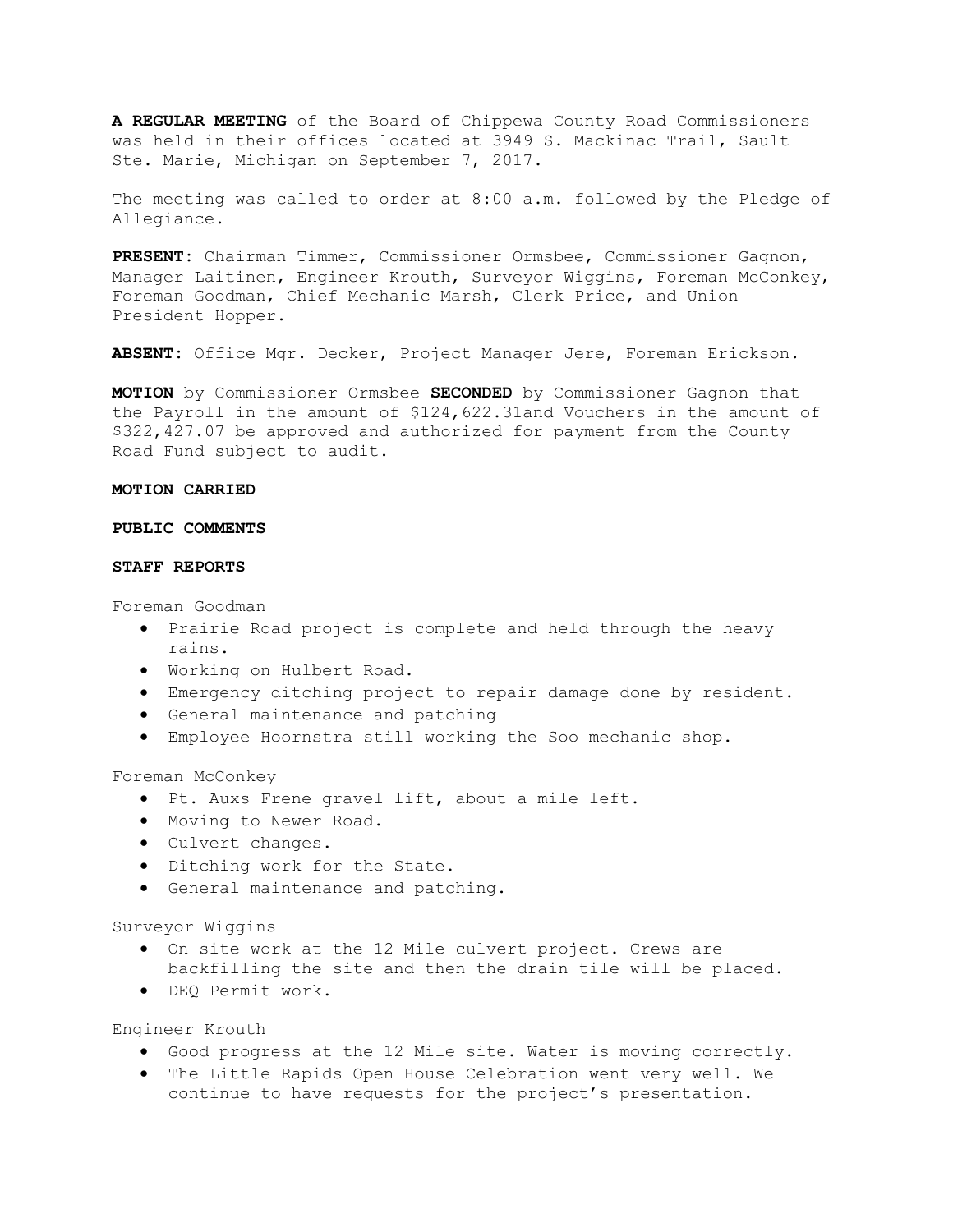**A REGULAR MEETING** of the Board of Chippewa County Road Commissioners was held in their offices located at 3949 S. Mackinac Trail, Sault Ste. Marie, Michigan on September 7, 2017.

The meeting was called to order at 8:00 a.m. followed by the Pledge of Allegiance.

**PRESENT**: Chairman Timmer, Commissioner Ormsbee, Commissioner Gagnon, Manager Laitinen, Engineer Krouth, Surveyor Wiggins, Foreman McConkey, Foreman Goodman, Chief Mechanic Marsh, Clerk Price, and Union President Hopper.

**ABSENT**: Office Mgr. Decker, Project Manager Jere, Foreman Erickson.

**MOTION** by Commissioner Ormsbee **SECONDED** by Commissioner Gagnon that the Payroll in the amount of $124,622.31and Vouchers in the amount of $322,427.07 be approved and authorized for payment from the County Road Fund subject to audit.

**MOTION CARRIED**

**PUBLIC COMMENTS**

**STAFF REPORTS**

Foreman Goodman

- Prairie Road project is complete and held through the heavy rains.
- Working on Hulbert Road.
- Emergency ditching project to repair damage done by resident.
- General maintenance and patching
- Employee Hoornstra still working the Soo mechanic shop.

Foreman McConkey

- Pt. Auxs Frene gravel lift, about a mile left.
- Moving to Newer Road.
- Culvert changes.
- Ditching work for the State.
- General maintenance and patching.

Surveyor Wiggins

- On site work at the 12 Mile culvert project. Crews are backfilling the site and then the drain tile will be placed.
- DEQ Permit work.

Engineer Krouth

- Good progress at the 12 Mile site. Water is moving correctly.
- The Little Rapids Open House Celebration went very well. We continue to have requests for the project's presentation.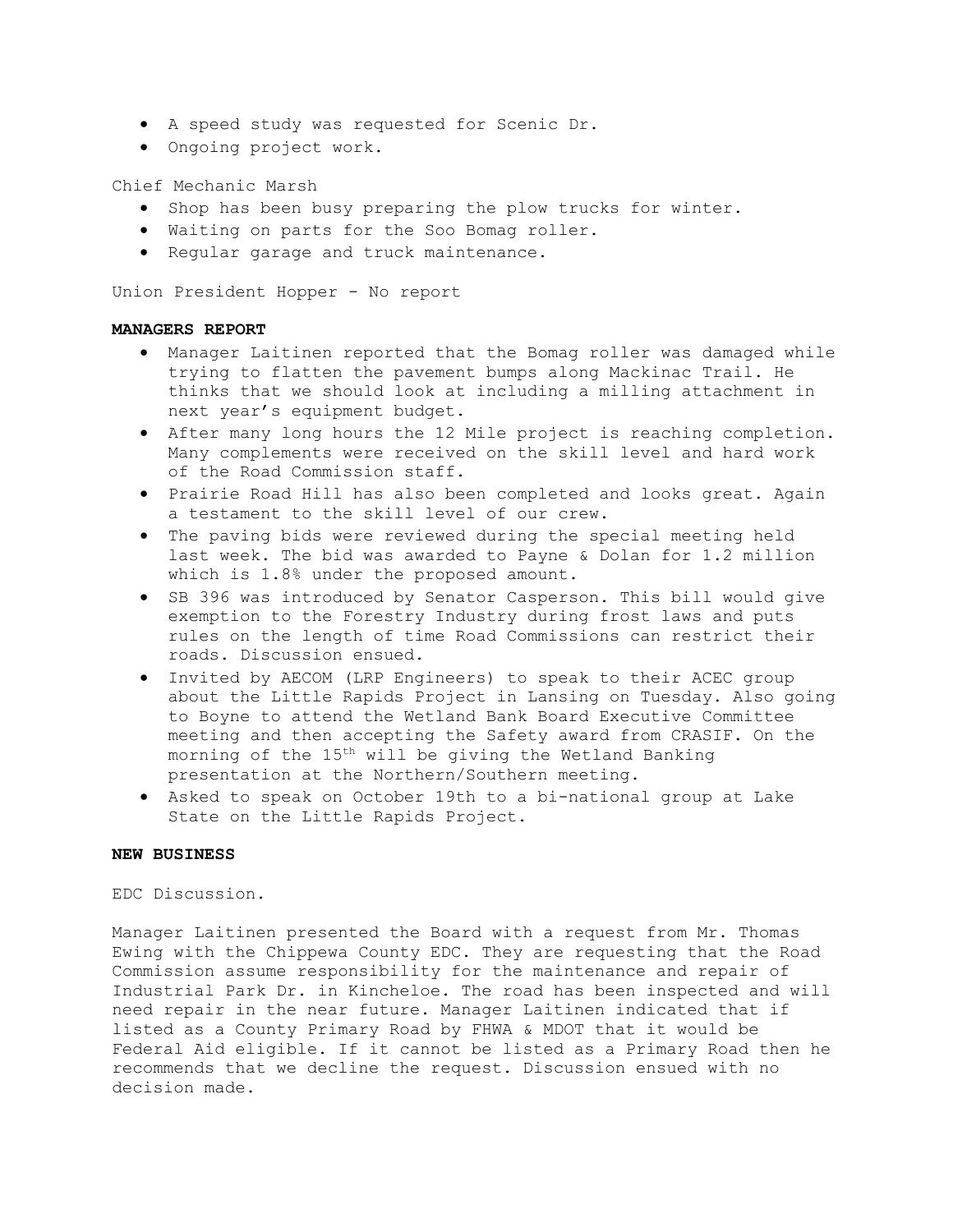- A speed study was requested for Scenic Dr.
- Ongoing project work.

Chief Mechanic Marsh

- Shop has been busy preparing the plow trucks for winter.
- Waiting on parts for the Soo Bomag roller.
- Regular garage and truck maintenance.

Union President Hopper - No report

**MANAGERS REPORT**

- Manager Laitinen reported that the Bomag roller was damaged while trying to flatten the pavement bumps along Mackinac Trail. He thinks that we should look at including a milling attachment in next year's equipment budget.
- After many long hours the 12 Mile project is reaching completion. Many complements were received on the skill level and hard work of the Road Commission staff.
- Prairie Road Hill has also been completed and looks great. Again a testament to the skill level of our crew.
- The paving bids were reviewed during the special meeting held last week. The bid was awarded to Payne & Dolan for 1.2 million which is 1.8% under the proposed amount.
- SB 396 was introduced by Senator Casperson. This bill would give exemption to the Forestry Industry during frost laws and puts rules on the length of time Road Commissions can restrict their roads. Discussion ensued.
- Invited by AECOM (LRP Engineers) to speak to their ACEC group about the Little Rapids Project in Lansing on Tuesday. Also going to Boyne to attend the Wetland Bank Board Executive Committee meeting and then accepting the Safety award from CRASIF. On the morning of the 15th will be giving the Wetland Banking presentation at the Northern/Southern meeting.
- Asked to speak on October 19th to a bi-national group at Lake State on the Little Rapids Project.

**NEW BUSINESS**

EDC Discussion.

Manager Laitinen presented the Board with a request from Mr. Thomas Ewing with the Chippewa County EDC. They are requesting that the Road Commission assume responsibility for the maintenance and repair of Industrial Park Dr. in Kincheloe. The road has been inspected and will need repair in the near future. Manager Laitinen indicated that if listed as a County Primary Road by FHWA & MDOT that it would be Federal Aid eligible. If it cannot be listed as a Primary Road then he recommends that we decline the request. Discussion ensued with no decision made.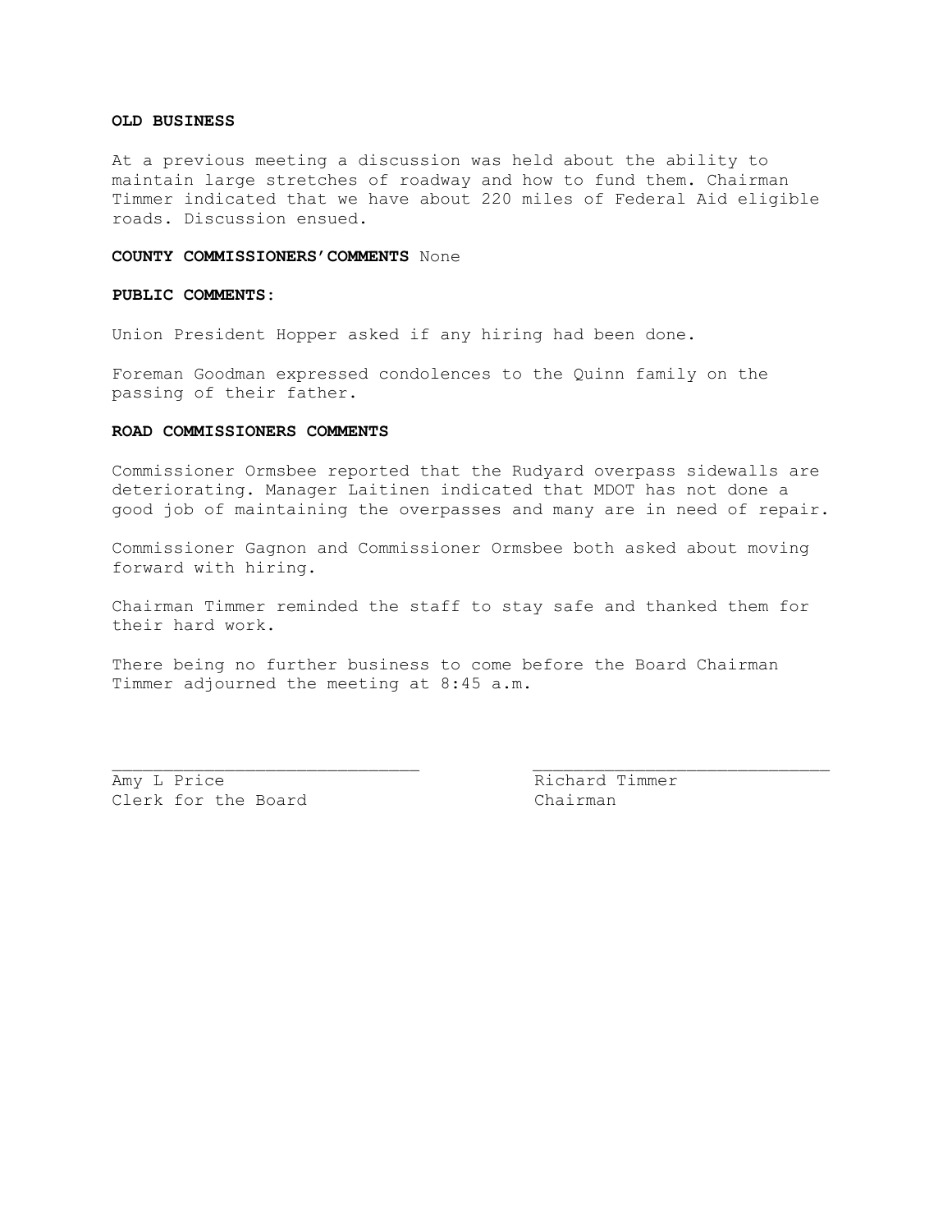**OLD BUSINESS**

At a previous meeting a discussion was held about the ability to maintain large stretches of roadway and how to fund them. Chairman Timmer indicated that we have about 220 miles of Federal Aid eligible roads. Discussion ensued.

**COUNTY COMMISSIONERS'COMMENTS** None

**PUBLIC COMMENTS:**

Union President Hopper asked if any hiring had been done.

Foreman Goodman expressed condolences to the Quinn family on the passing of their father.

**ROAD COMMISSIONERS COMMENTS**

Commissioner Ormsbee reported that the Rudyard overpass sidewalls are deteriorating. Manager Laitinen indicated that MDOT has not done a good job of maintaining the overpasses and many are in need of repair.

Commissioner Gagnon and Commissioner Ormsbee both asked about moving forward with hiring.

Chairman Timmer reminded the staff to stay safe and thanked them for their hard work.

There being no further business to come before the Board Chairman Timmer adjourned the meeting at 8:45 a.m.

______________________________
Amy L Price
Clerk for the Board

______________________________
Richard Timmer
Chairman